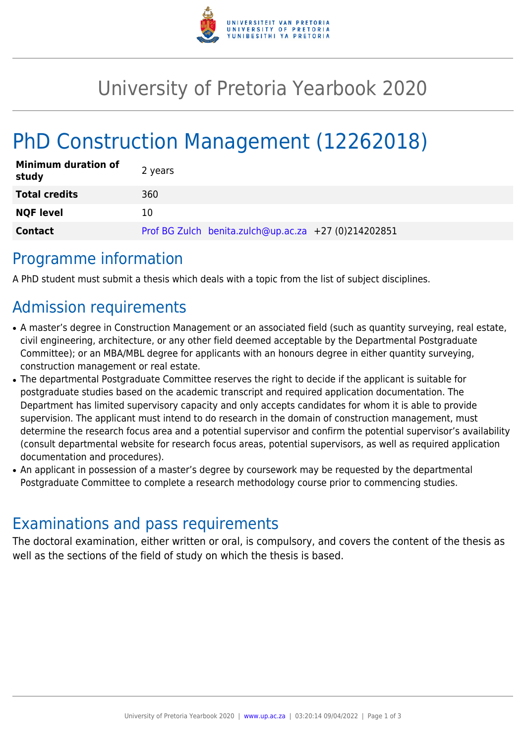# University of Pretoria Yearbook 2020

# PhD Construction Management (12262018)

| | |
|---|---|
| **Minimum duration of study** | 2 years |
| **Total credits** | 360 |
| **NQF level** | 10 |
| **Contact** | Prof BG Zulch benita.zulch@up.ac.za +27 (0)214202851 |

## Programme information

A PhD student must submit a thesis which deals with a topic from the list of subject disciplines.

## Admission requirements

- A master's degree in Construction Management or an associated field (such as quantity surveying, real estate, civil engineering, architecture, or any other field deemed acceptable by the Departmental Postgraduate Committee); or an MBA/MBL degree for applicants with an honours degree in either quantity surveying, construction management or real estate.
- The departmental Postgraduate Committee reserves the right to decide if the applicant is suitable for postgraduate studies based on the academic transcript and required application documentation. The Department has limited supervisory capacity and only accepts candidates for whom it is able to provide supervision. The applicant must intend to do research in the domain of construction management, must determine the research focus area and a potential supervisor and confirm the potential supervisor's availability (consult departmental website for research focus areas, potential supervisors, as well as required application documentation and procedures).
- An applicant in possession of a master's degree by coursework may be requested by the departmental Postgraduate Committee to complete a research methodology course prior to commencing studies.

## Examinations and pass requirements

The doctoral examination, either written or oral, is compulsory, and covers the content of the thesis as well as the sections of the field of study on which the thesis is based.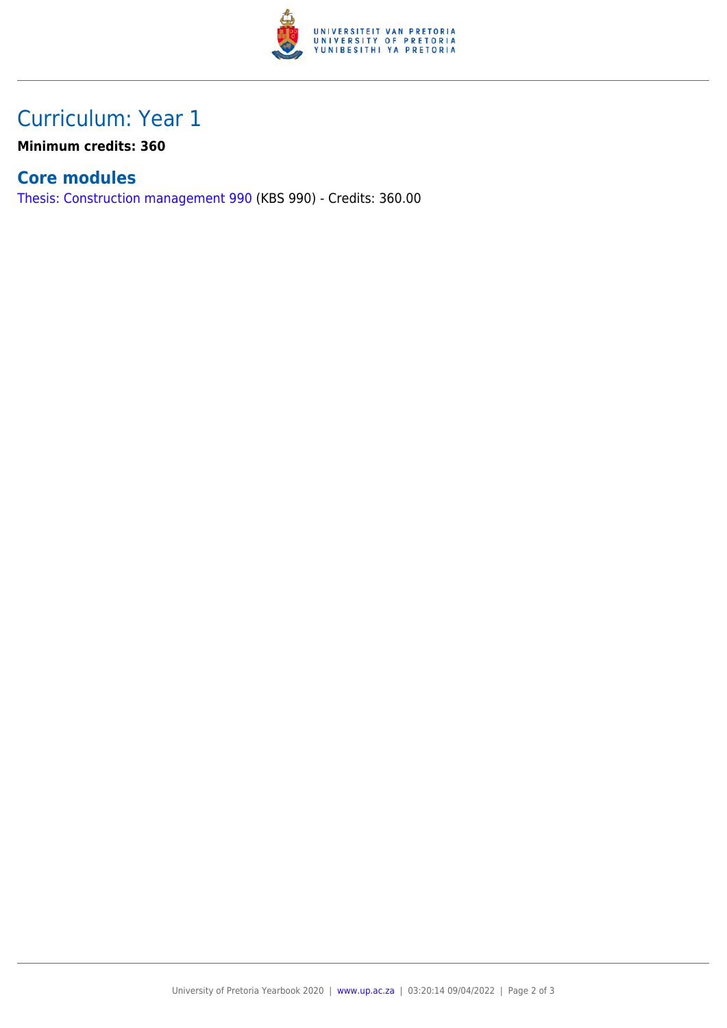# Curriculum: Year 1

**Minimum credits: 360**

## Core modules

Thesis: Construction management 990 (KBS 990) - Credits: 360.00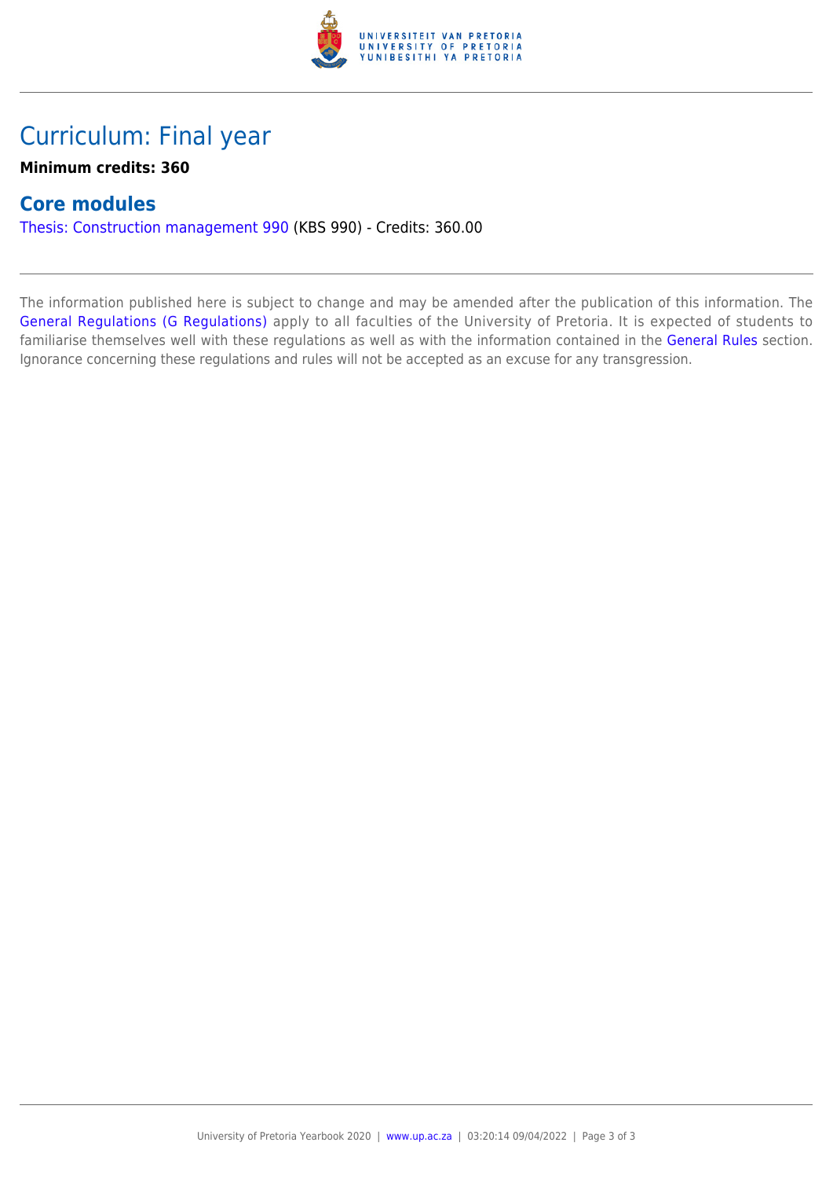## Curriculum: Final year

**Minimum credits: 360**

### Core modules

Thesis: Construction management 990 (KBS 990) - Credits: 360.00

The information published here is subject to change and may be amended after the publication of this information. The General Regulations (G Regulations) apply to all faculties of the University of Pretoria. It is expected of students to familiarise themselves well with these regulations as well as with the information contained in the General Rules section. Ignorance concerning these regulations and rules will not be accepted as an excuse for any transgression.